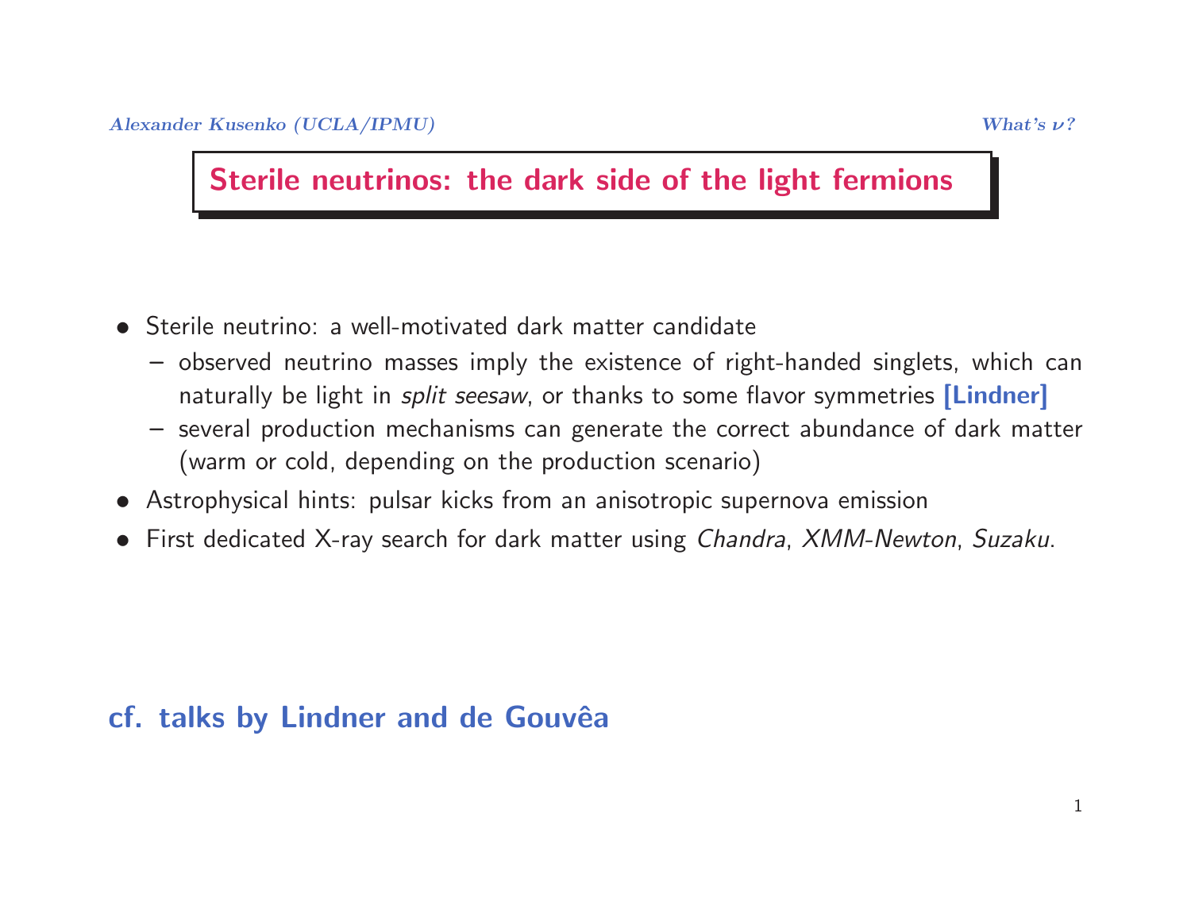# Sterile neutrinos: the dark side of the light fermions

- Sterile neutrino: a well-motivated dark matter candidate
  - observed neutrino masses imply the existence of right-handed singlets, which can naturally be light in *split seesaw*, or thanks to some flavor symmetries **[Lindner]**
  - several production mechanisms can generate the correct abundance of dark matter (warm or cold, depending on the production scenario)
- Astrophysical hints: pulsar kicks from an anisotropic supernova emission
- First dedicated X-ray search for dark matter using *Chandra*, *XMM-Newton*, *Suzaku*.

**cf. talks by Lindner and de Gouvêa**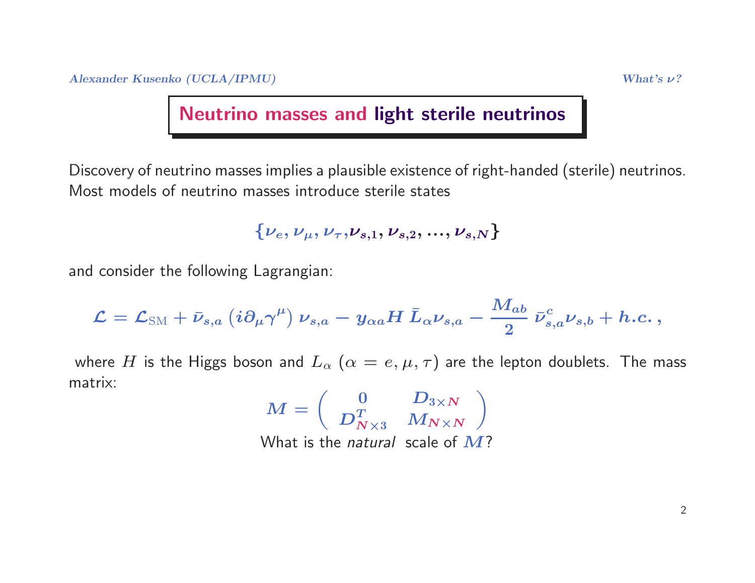## Neutrino masses and light sterile neutrinos

Discovery of neutrino masses implies a plausible existence of right-handed (sterile) neutrinos. Most models of neutrino masses introduce sterile states

$$\{\nu_e, \nu_\mu, \nu_\tau, \nu_{s,1}, \nu_{s,2}, ..., \nu_{s,N}\}$$

and consider the following Lagrangian:

$$\mathcal{L} = \mathcal{L}_{\rm SM} + \bar{\nu}_{s,a} \left( i\partial_\mu \gamma^\mu \right) \nu_{s,a} - y_{\alpha a} H \, \bar{L}_\alpha \nu_{s,a} - \frac{M_{ab}}{2} \, \bar{\nu}^c_{s,a} \nu_{s,b} + h.c. \, ,$$

where $H$ is the Higgs boson and $L_\alpha$ $(\alpha = e, \mu, \tau)$ are the lepton doublets. The mass matrix:

$$M = \left( \begin{array}{cc} 0 & D_{3\times N} \\ D^T_{N\times 3} & M_{N\times N} \end{array} \right)$$

What is the *natural* scale of $M$?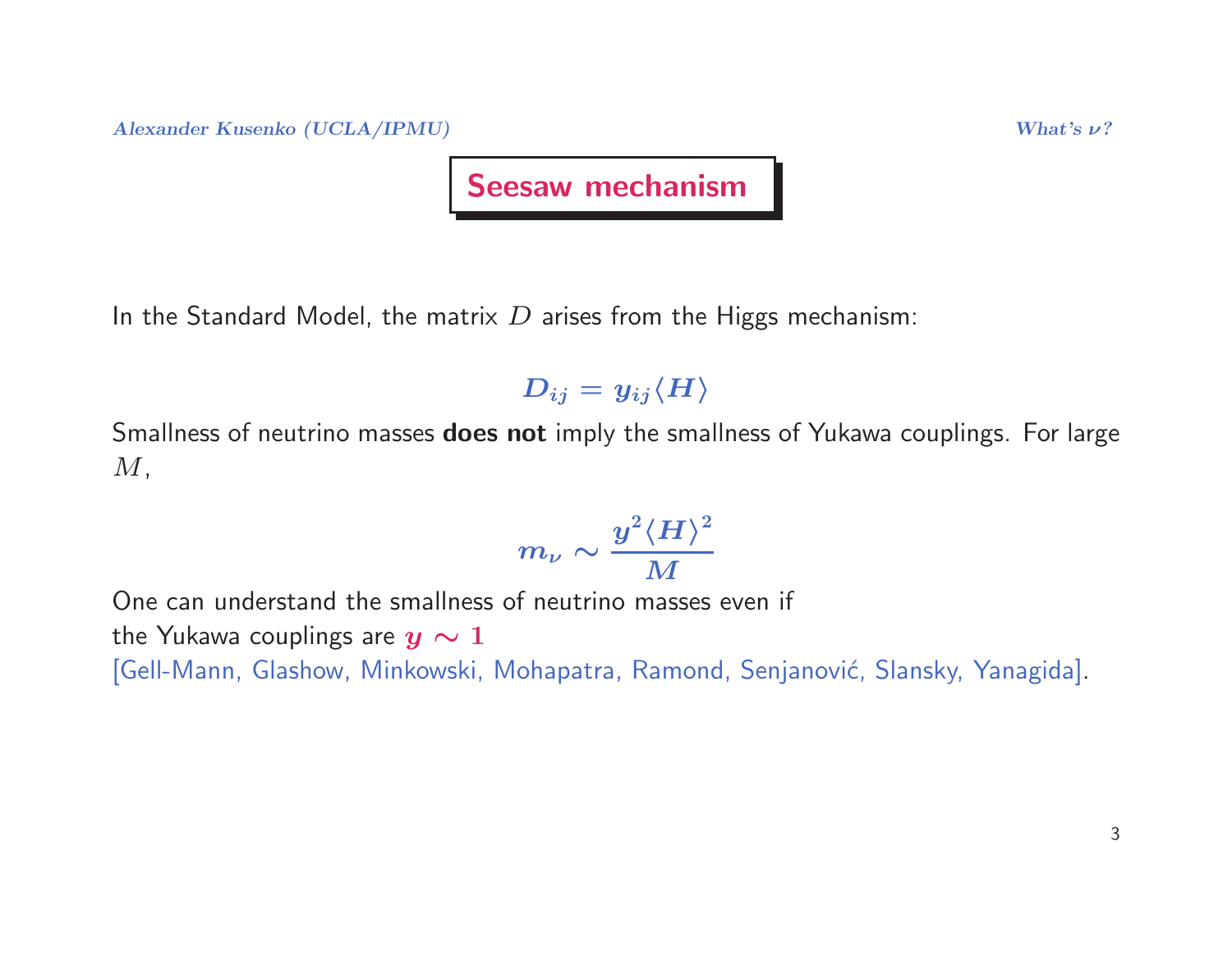# Seesaw mechanism

In the Standard Model, the matrix $D$ arises from the Higgs mechanism:

$$D_{ij} = y_{ij} \langle H \rangle$$

Smallness of neutrino masses **does not** imply the smallness of Yukawa couplings. For large $M$,

$$m_\nu \sim \frac{y^2 \langle H \rangle^2}{M}$$

One can understand the smallness of neutrino masses even if the Yukawa couplings are $y \sim 1$ [Gell-Mann, Glashow, Minkowski, Mohapatra, Ramond, Senjanović, Slansky, Yanagida].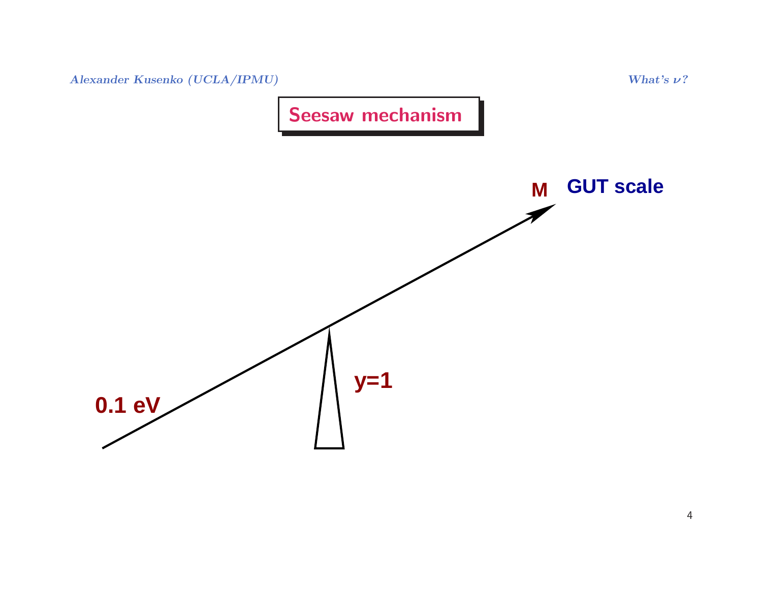# Seesaw mechanism

M GUT scale

y=1

0.1 eV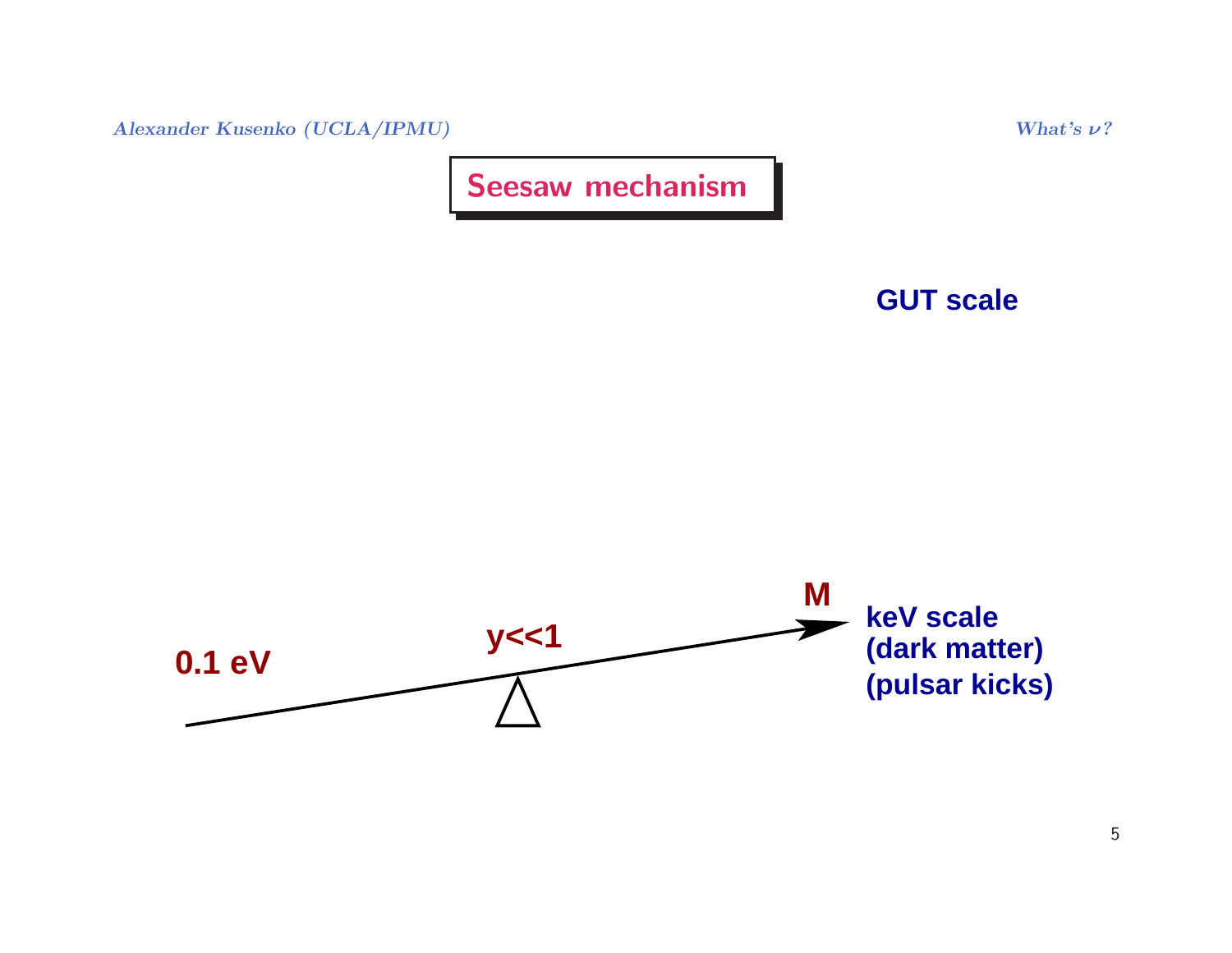# Seesaw mechanism

**GUT scale**

**M**

**0.1 eV**

**y<<1**

**keV scale**
**(dark matter)**
**(pulsar kicks)**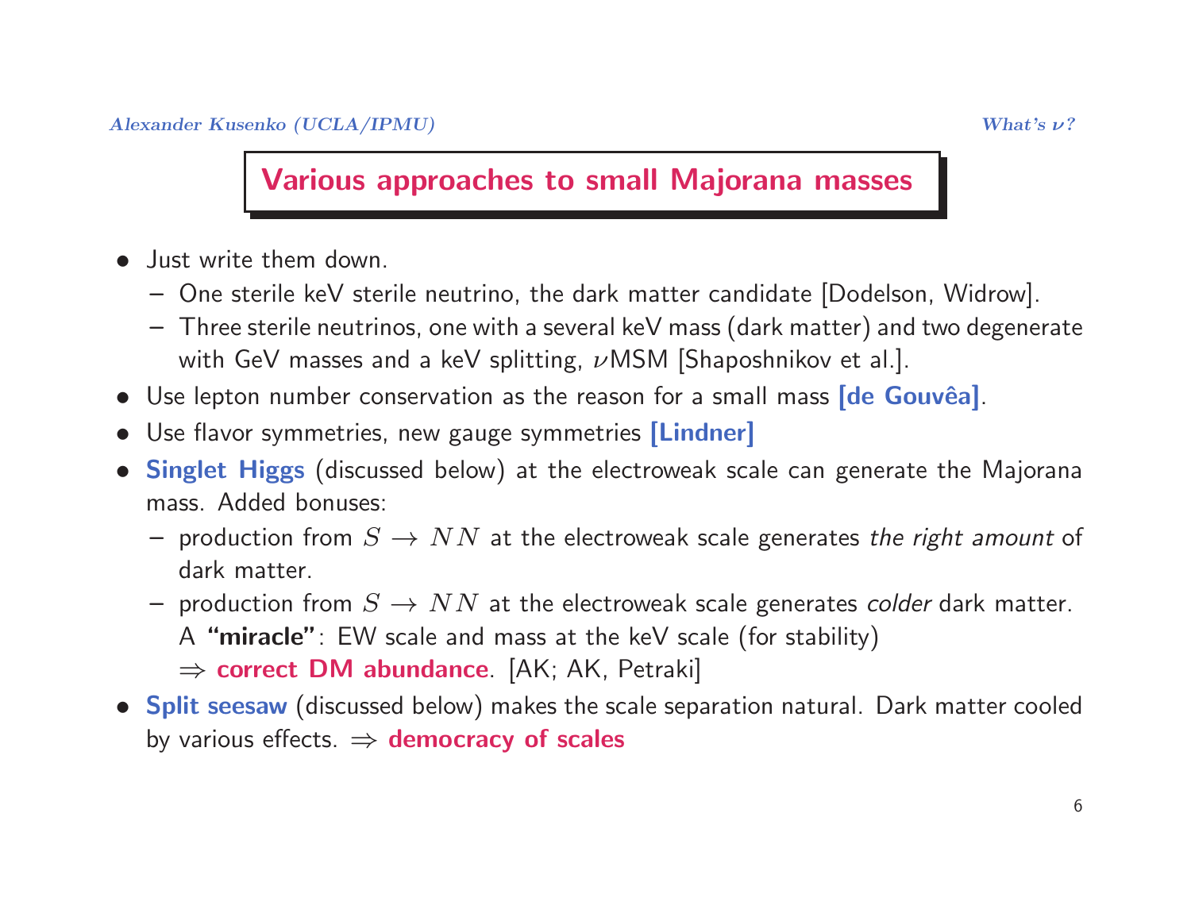# Various approaches to small Majorana masses

- Just write them down.
  - One sterile keV sterile neutrino, the dark matter candidate [Dodelson, Widrow].
  - Three sterile neutrinos, one with a several keV mass (dark matter) and two degenerate with GeV masses and a keV splitting, $\nu$MSM [Shaposhnikov et al.].
- Use lepton number conservation as the reason for a small mass **[de Gouvêa]**.
- Use flavor symmetries, new gauge symmetries **[Lindner]**
- **Singlet Higgs** (discussed below) at the electroweak scale can generate the Majorana mass. Added bonuses:
  - production from $S \to NN$ at the electroweak scale generates *the right amount* of dark matter.
  - production from $S \to NN$ at the electroweak scale generates *colder* dark matter. A **"miracle"**: EW scale and mass at the keV scale (for stability) $\Rightarrow$ **correct DM abundance**. [AK; AK, Petraki]
- **Split seesaw** (discussed below) makes the scale separation natural. Dark matter cooled by various effects. $\Rightarrow$ **democracy of scales**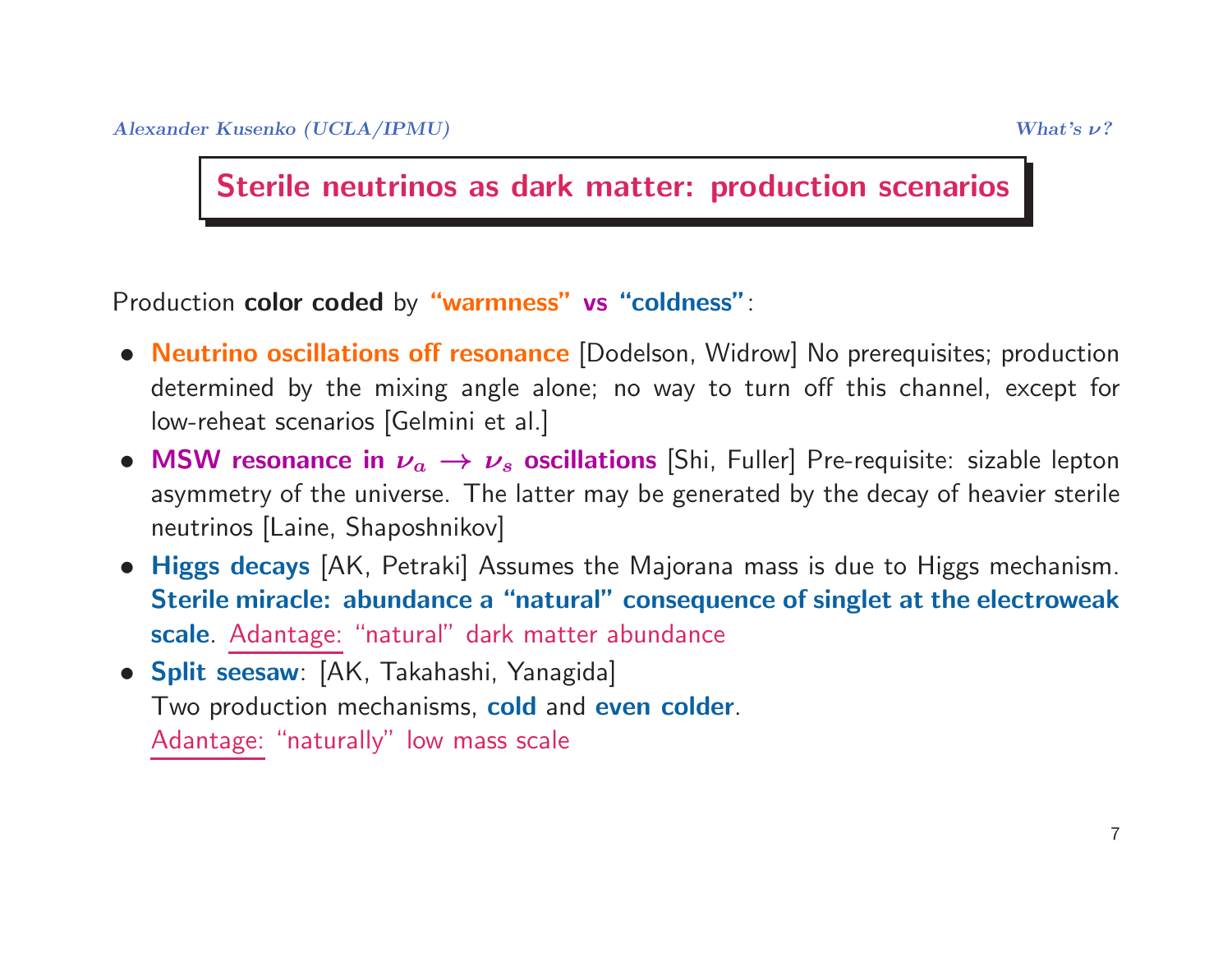## Sterile neutrinos as dark matter: production scenarios

Production **color coded** by **"warmness" vs "coldness"**:

- **Neutrino oscillations off resonance** [Dodelson, Widrow] No prerequisites; production determined by the mixing angle alone; no way to turn off this channel, except for low-reheat scenarios [Gelmini et al.]
- **MSW resonance in $\nu_a \to \nu_s$ oscillations** [Shi, Fuller] Pre-requisite: sizable lepton asymmetry of the universe. The latter may be generated by the decay of heavier sterile neutrinos [Laine, Shaposhnikov]
- **Higgs decays** [AK, Petraki] Assumes the Majorana mass is due to Higgs mechanism. **Sterile miracle: abundance a "natural" consequence of singlet at the electroweak scale**. Adantage: "natural" dark matter abundance
- **Split seesaw**: [AK, Takahashi, Yanagida]
  Two production mechanisms, **cold** and **even colder**.
  Adantage: "naturally" low mass scale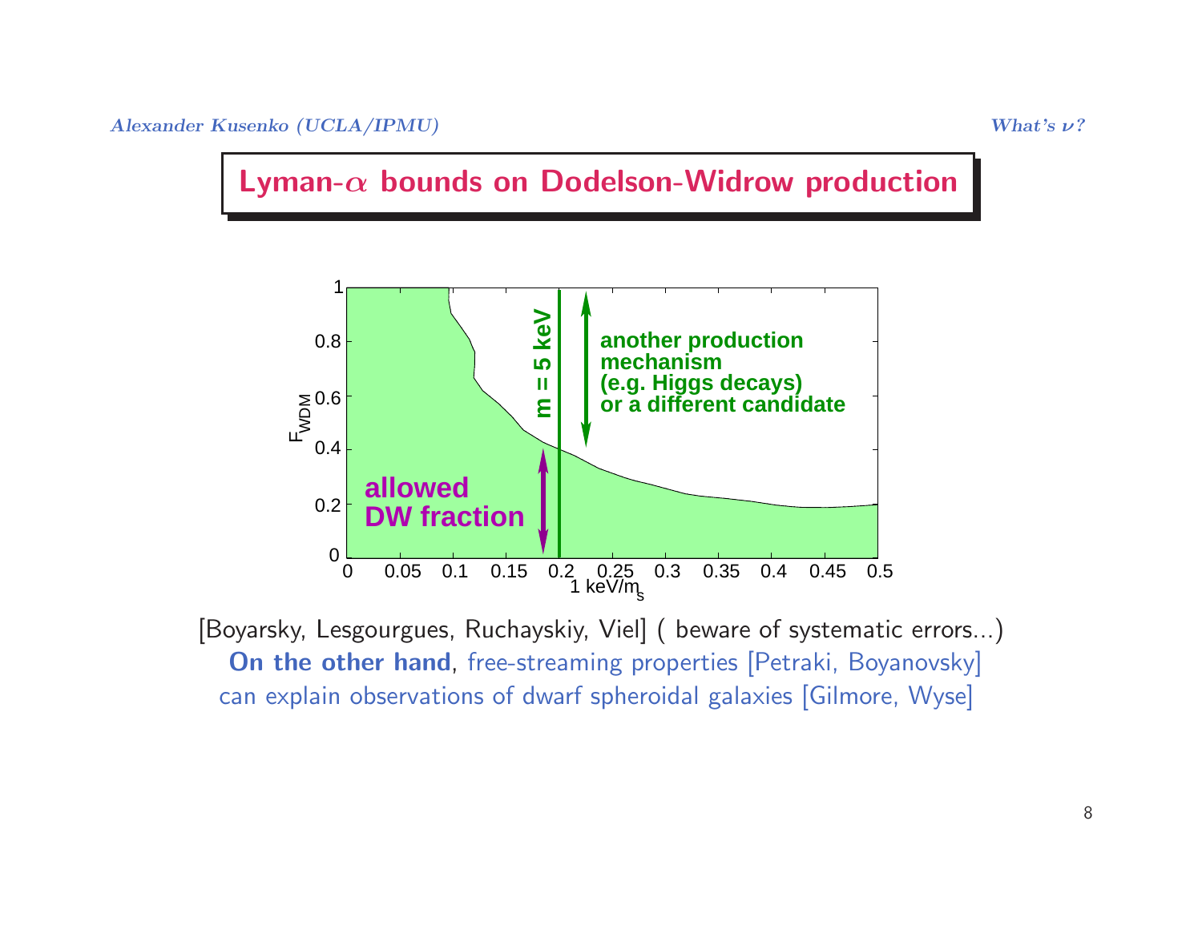## Lyman-$\alpha$ bounds on Dodelson-Widrow production

[Boyarsky, Lesgourgues, Ruchayskiy, Viel] ( beware of systematic errors...)

**On the other hand**, free-streaming properties [Petraki, Boyanovsky] can explain observations of dwarf spheroidal galaxies [Gilmore, Wyse]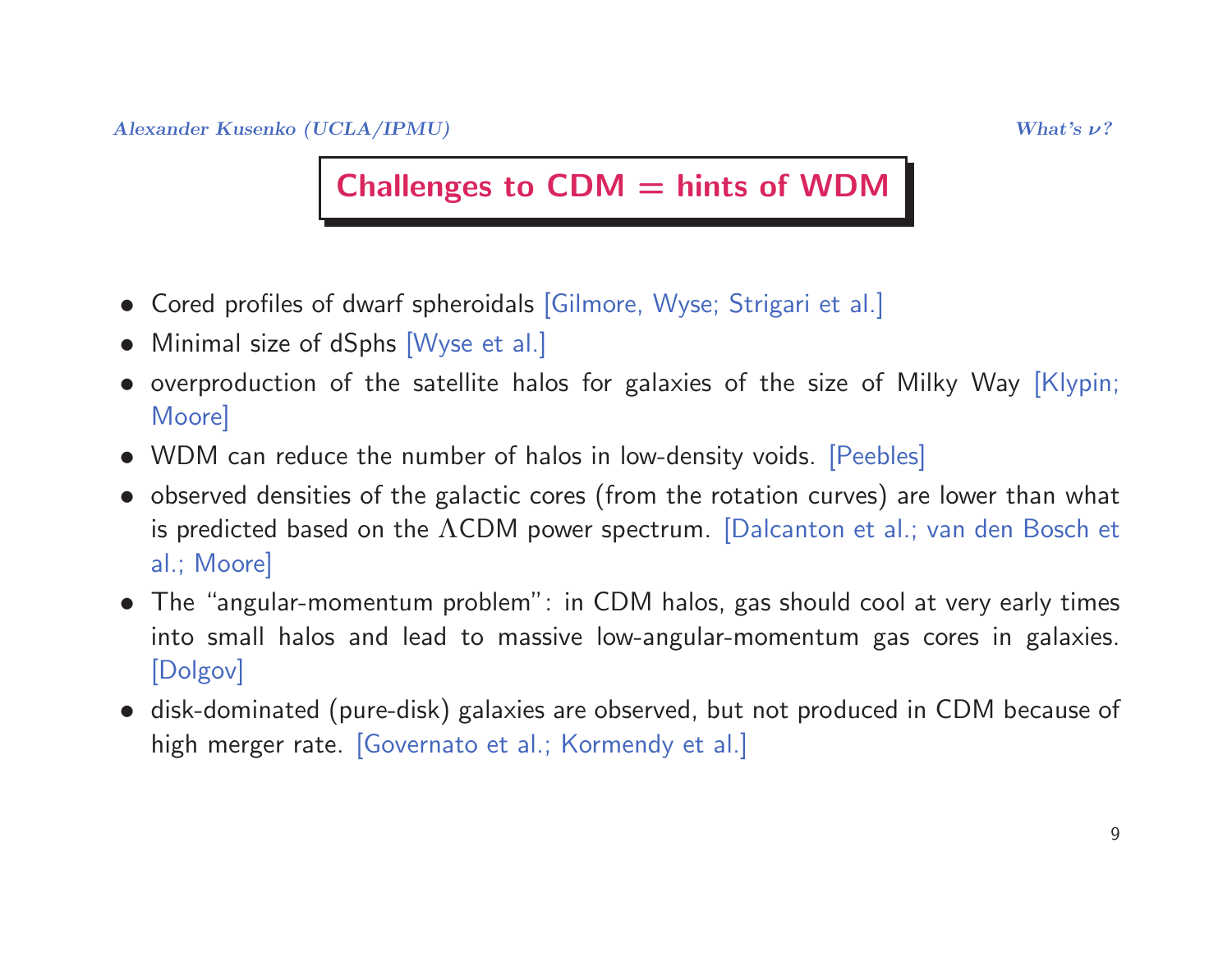## Challenges to CDM = hints of WDM

- Cored profiles of dwarf spheroidals [Gilmore, Wyse; Strigari et al.]
- Minimal size of dSphs [Wyse et al.]
- overproduction of the satellite halos for galaxies of the size of Milky Way [Klypin; Moore]
- WDM can reduce the number of halos in low-density voids. [Peebles]
- observed densities of the galactic cores (from the rotation curves) are lower than what is predicted based on the $\Lambda$CDM power spectrum. [Dalcanton et al.; van den Bosch et al.; Moore]
- The "angular-momentum problem": in CDM halos, gas should cool at very early times into small halos and lead to massive low-angular-momentum gas cores in galaxies. [Dolgov]
- disk-dominated (pure-disk) galaxies are observed, but not produced in CDM because of high merger rate. [Governato et al.; Kormendy et al.]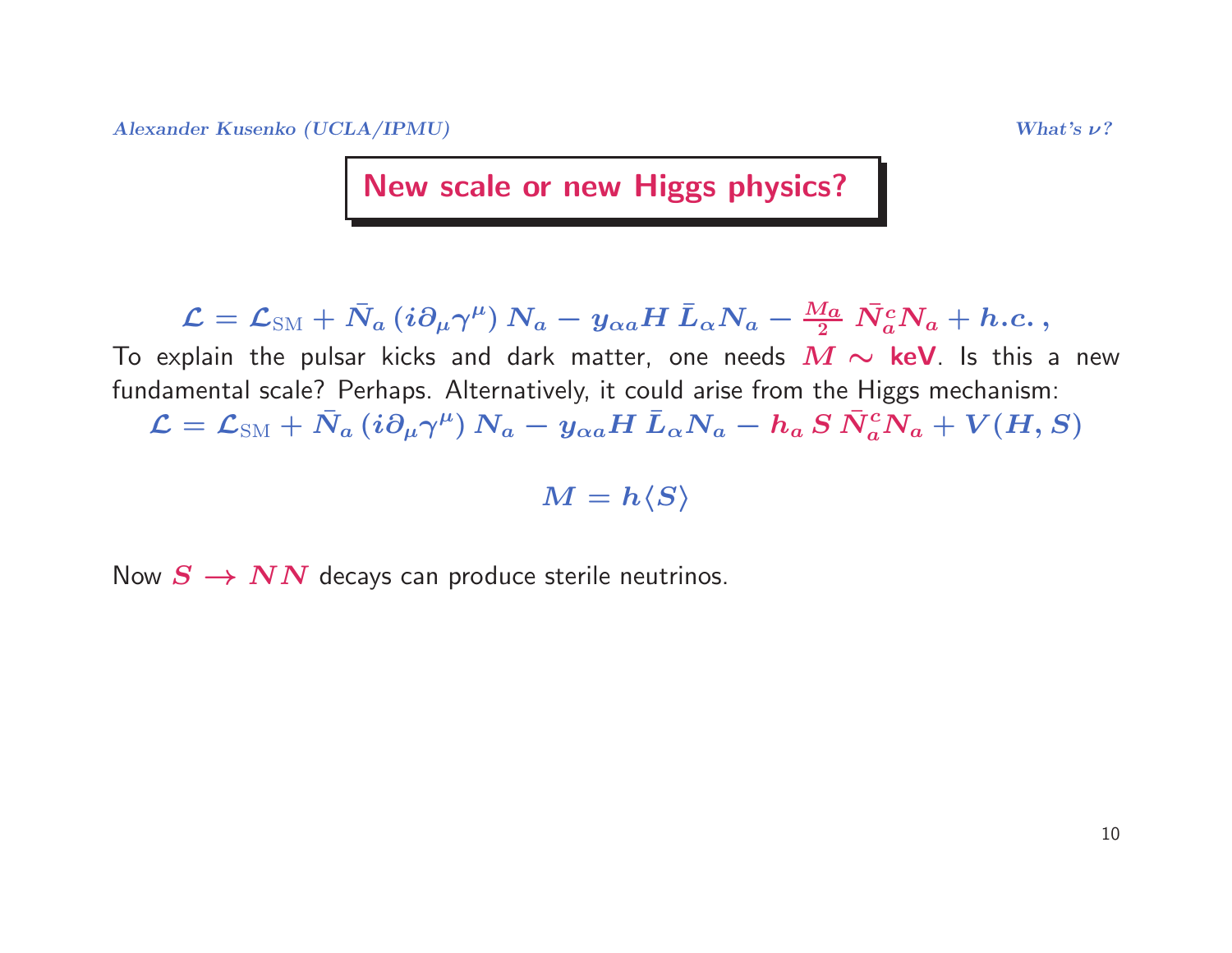# New scale or new Higgs physics?

$$\mathcal{L} = \mathcal{L}_{\rm SM} + \bar{N}_a \left( i\partial_\mu \gamma^\mu \right) N_a - y_{\alpha a} H \, \bar{L}_\alpha N_a - \frac{M_a}{2} \, \bar{N}_a^c N_a + h.c. \, ,$$

To explain the pulsar kicks and dark matter, one needs $M \sim$ **keV**. Is this a new fundamental scale? Perhaps. Alternatively, it could arise from the Higgs mechanism:

$$\mathcal{L} = \mathcal{L}_{\rm SM} + \bar{N}_a \left( i\partial_\mu \gamma^\mu \right) N_a - y_{\alpha a} H \, \bar{L}_\alpha N_a - h_a \, S \, \bar{N}_a^c N_a + V(H, S)$$

$$M = h \langle S \rangle$$

Now $S \rightarrow NN$ decays can produce sterile neutrinos.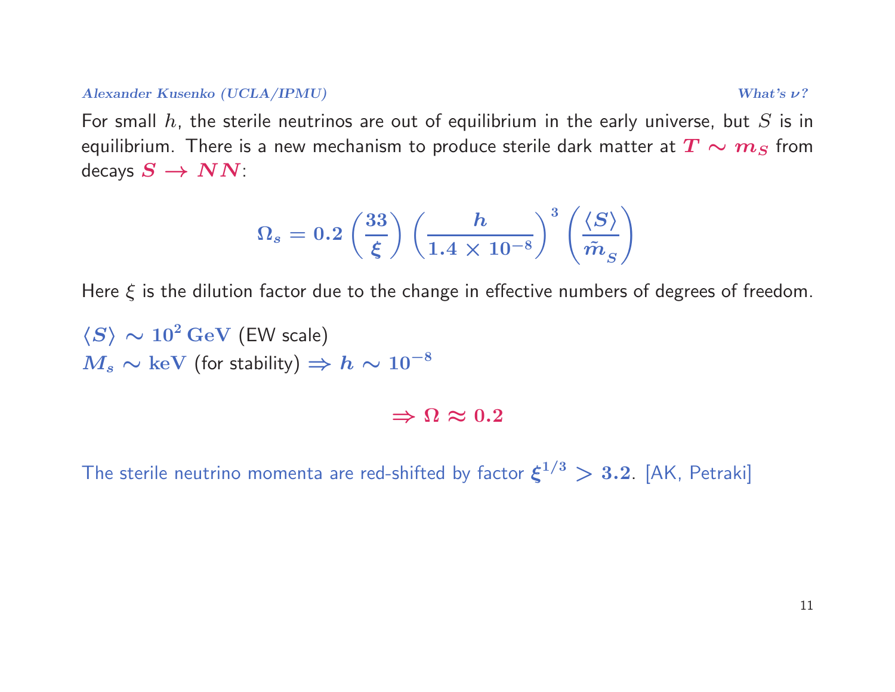For small $h$, the sterile neutrinos are out of equilibrium in the early universe, but $S$ is in equilibrium. There is a new mechanism to produce sterile dark matter at $T \sim m_S$ from decays $S \to NN$:

$$\Omega_s = 0.2 \left(\frac{33}{\xi}\right) \left(\frac{h}{1.4 \times 10^{-8}}\right)^3 \left(\frac{\langle S \rangle}{\tilde{m}_S}\right)$$

Here $\xi$ is the dilution factor due to the change in effective numbers of degrees of freedom.

$\langle S \rangle \sim 10^2\,\mathrm{GeV}$ (EW scale)
$M_s \sim \mathrm{keV}$ (for stability) $\Rightarrow h \sim 10^{-8}$

$$\Rightarrow \Omega \approx 0.2$$

The sterile neutrino momenta are red-shifted by factor $\xi^{1/3} > 3.2$. [AK, Petraki]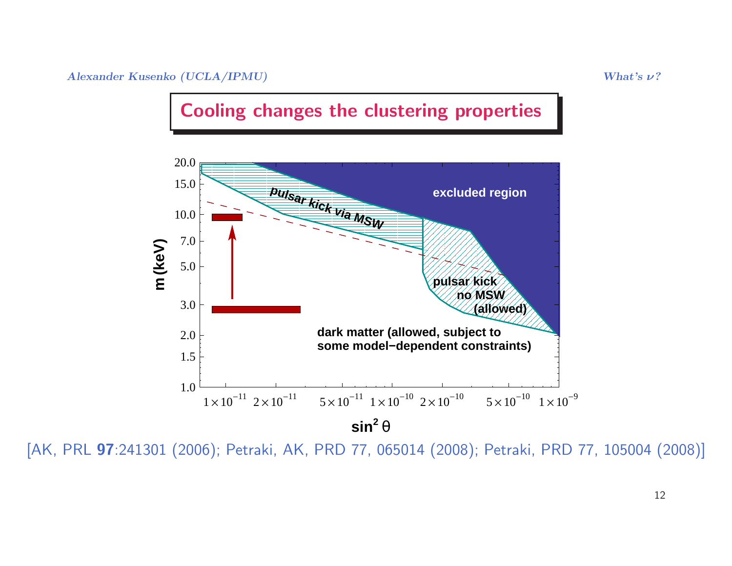# Cooling changes the clustering properties

[AK, PRL **97**:241301 (2006); Petraki, AK, PRD 77, 065014 (2008); Petraki, PRD 77, 105004 (2008)]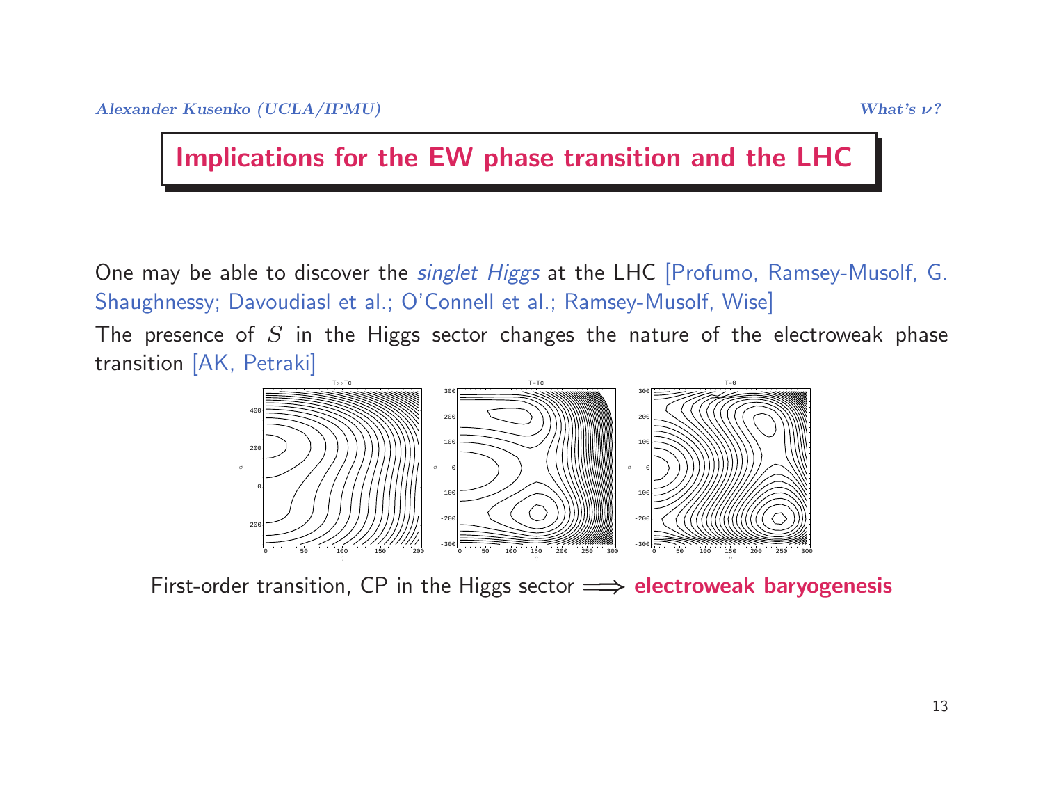## Implications for the EW phase transition and the LHC

One may be able to discover the *singlet Higgs* at the LHC [Profumo, Ramsey-Musolf, G. Shaughnessy; Davoudiasl et al.; O'Connell et al.; Ramsey-Musolf, Wise]

The presence of $S$ in the Higgs sector changes the nature of the electroweak phase transition [AK, Petraki]

First-order transition, CP in the Higgs sector $\Longrightarrow$ **electroweak baryogenesis**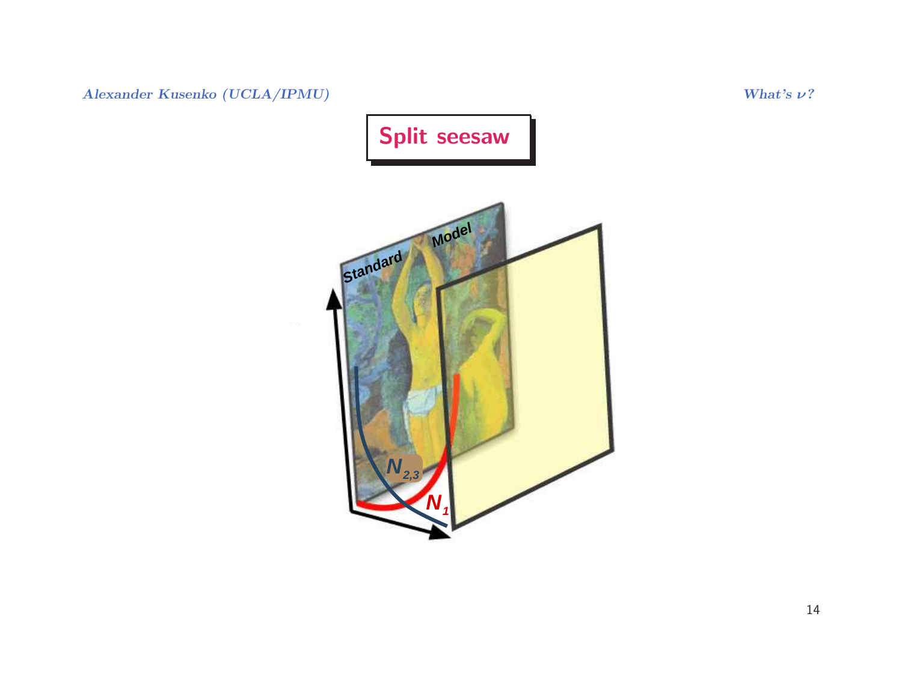# Split seesaw

Standard Model

$N_{2,3}$

$N_1$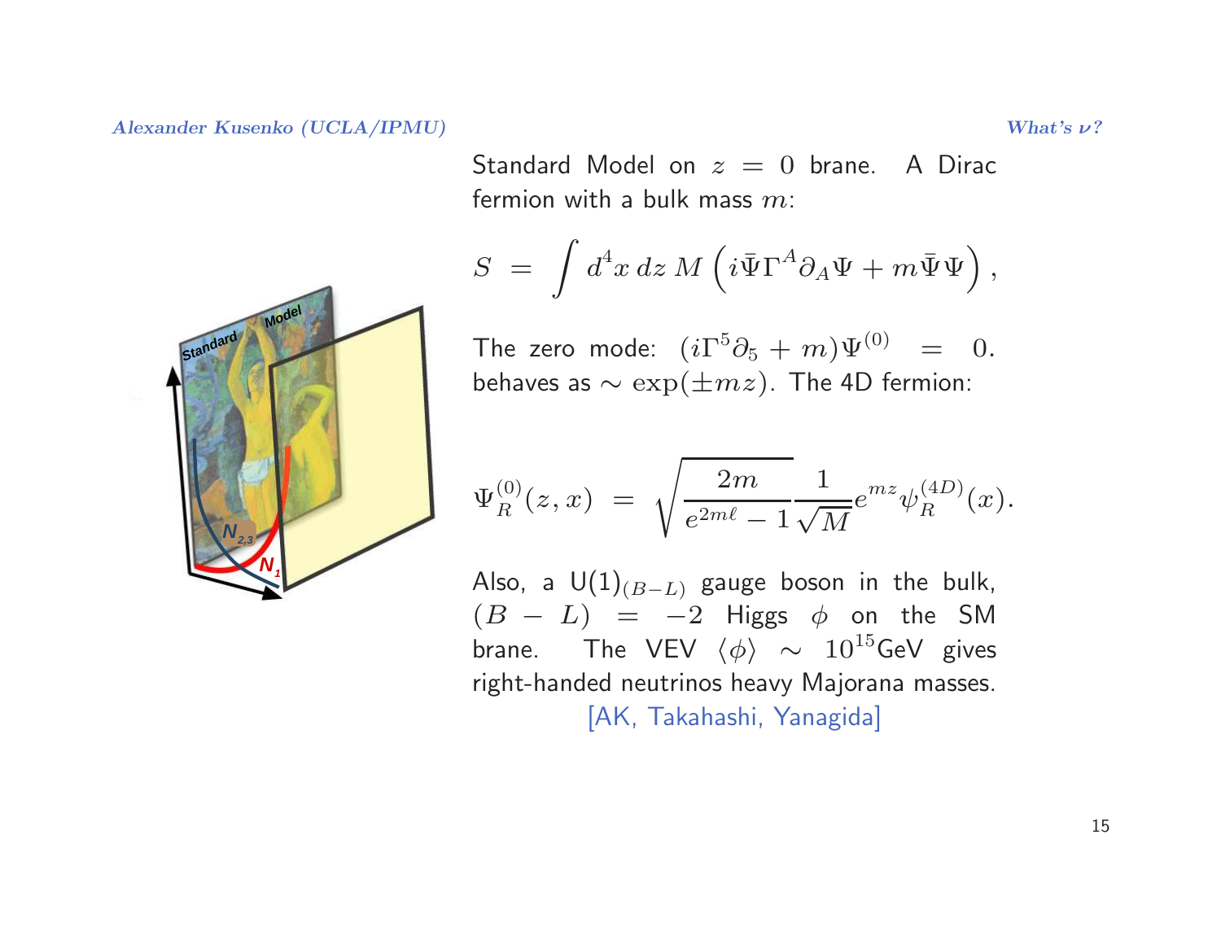Standard Model on $z = 0$ brane. A Dirac fermion with a bulk mass $m$:

$$S = \int d^4x \, dz \, M \left( i\bar{\Psi}\Gamma^A \partial_A \Psi + m\bar{\Psi}\Psi \right),$$

The zero mode: $(i\Gamma^5 \partial_5 + m)\Psi^{(0)} = 0$. behaves as $\sim \exp(\pm mz)$. The 4D fermion:

$$\Psi_R^{(0)}(z,x) = \sqrt{\frac{2m}{e^{2m\ell} - 1}} \frac{1}{\sqrt{M}} e^{mz} \psi_R^{(4D)}(x).$$

Also, a U(1)$_{(B-L)}$ gauge boson in the bulk, $(B - L) = -2$ Higgs $\phi$ on the SM brane. The VEV $\langle \phi \rangle \sim 10^{15}$GeV gives right-handed neutrinos heavy Majorana masses.

[AK, Takahashi, Yanagida]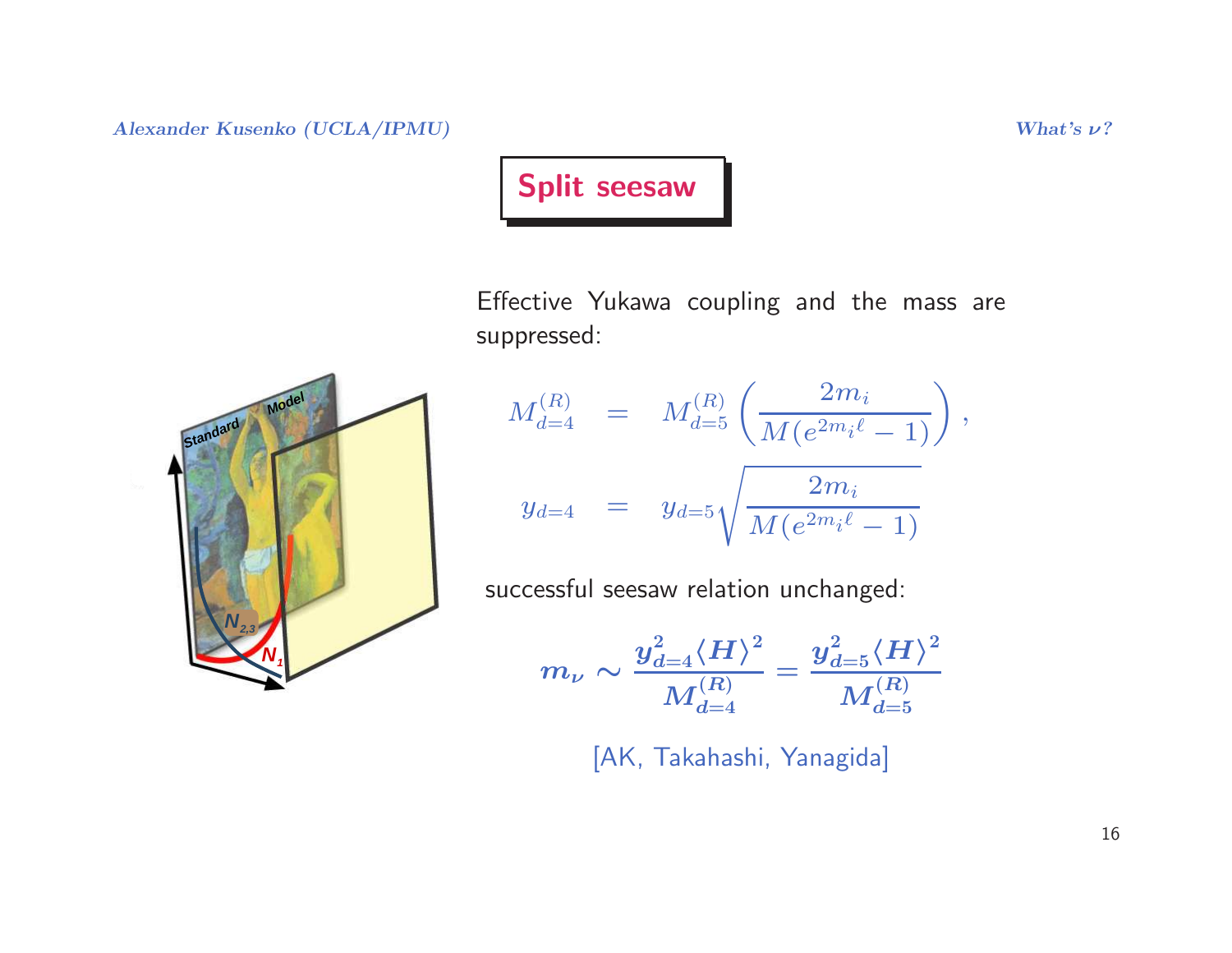## Split seesaw

Effective Yukawa coupling and the mass are suppressed:

$$
\begin{aligned}
M_{d=4}^{(R)} &= M_{d=5}^{(R)} \left( \frac{2m_i}{M(e^{2m_i \ell} - 1)} \right), \\
y_{d=4} &= y_{d=5} \sqrt{\frac{2m_i}{M(e^{2m_i \ell} - 1)}}
\end{aligned}
$$

successful seesaw relation unchanged:

$$
m_\nu \sim \frac{y_{d=4}^2 \langle H \rangle^2}{M_{d=4}^{(R)}} = \frac{y_{d=5}^2 \langle H \rangle^2}{M_{d=5}^{(R)}}
$$

[AK, Takahashi, Yanagida]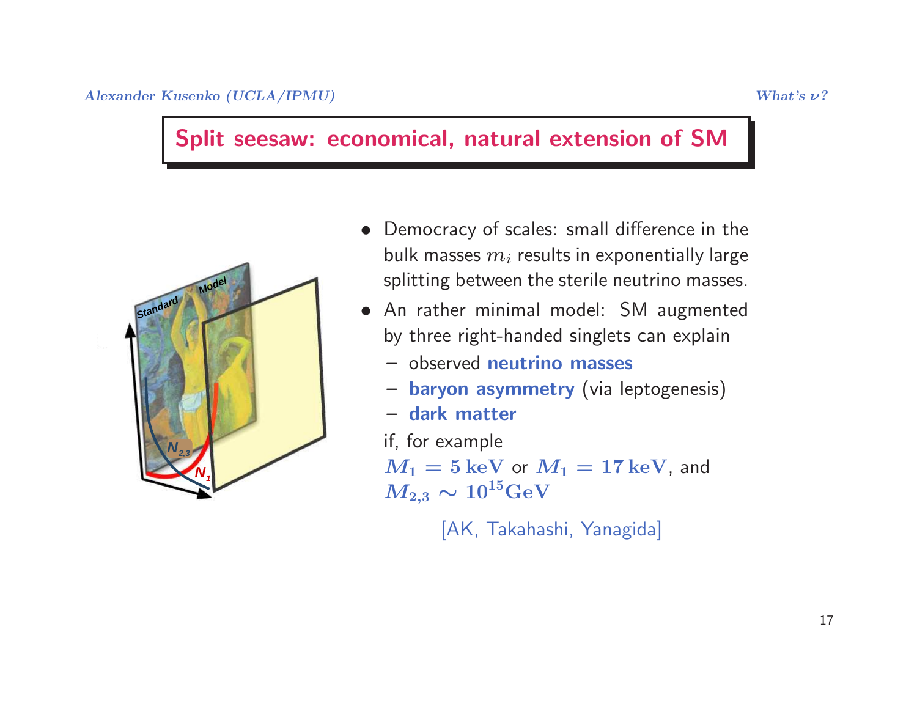## Split seesaw: economical, natural extension of SM

- Democracy of scales: small difference in the bulk masses $m_i$ results in exponentially large splitting between the sterile neutrino masses.
- An rather minimal model: SM augmented by three right-handed singlets can explain
  - observed **neutrino masses**
  - **baryon asymmetry** (via leptogenesis)
  - **dark matter**

  if, for example
  $M_1 = 5\,\mathrm{keV}$ or $M_1 = 17\,\mathrm{keV}$, and
  $M_{2,3} \sim 10^{15}\mathrm{GeV}$

[AK, Takahashi, Yanagida]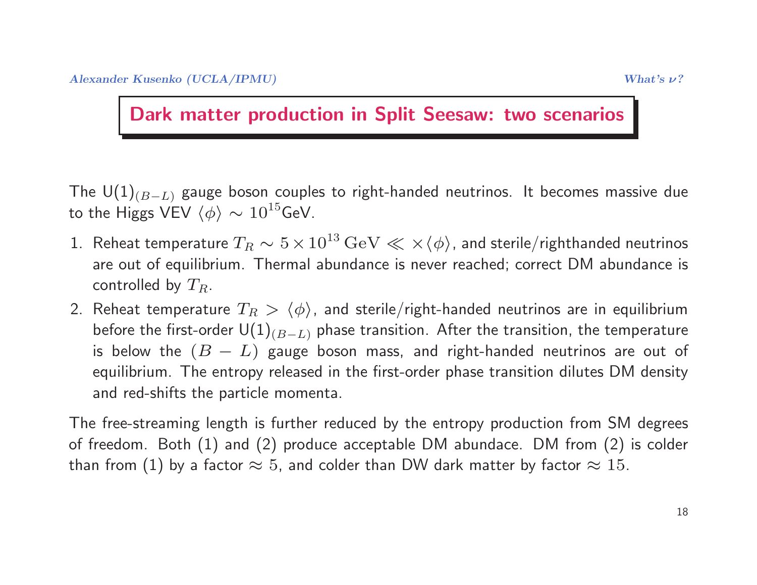## Dark matter production in Split Seesaw: two scenarios

The U$(1)_{(B-L)}$ gauge boson couples to right-handed neutrinos. It becomes massive due to the Higgs VEV $\langle \phi \rangle \sim 10^{15}$GeV.

1. Reheat temperature $T_R \sim 5 \times 10^{13}\,\mathrm{GeV} \ll \times \langle \phi \rangle$, and sterile/righthanded neutrinos are out of equilibrium. Thermal abundance is never reached; correct DM abundance is controlled by $T_R$.
2. Reheat temperature $T_R > \langle \phi \rangle$, and sterile/right-handed neutrinos are in equilibrium before the first-order U$(1)_{(B-L)}$ phase transition. After the transition, the temperature is below the $(B-L)$ gauge boson mass, and right-handed neutrinos are out of equilibrium. The entropy released in the first-order phase transition dilutes DM density and red-shifts the particle momenta.

The free-streaming length is further reduced by the entropy production from SM degrees of freedom. Both (1) and (2) produce acceptable DM abundace. DM from (2) is colder than from (1) by a factor $\approx 5$, and colder than DW dark matter by factor $\approx 15$.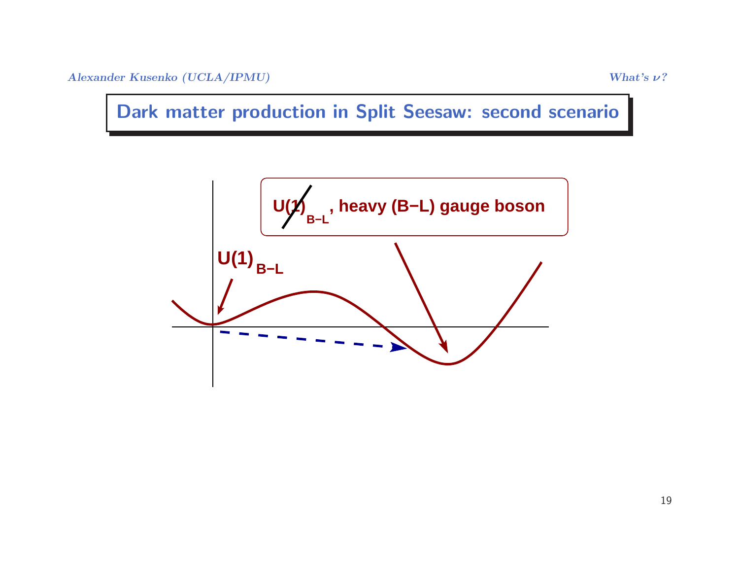# Dark matter production in Split Seesaw: second scenario

$U(1)_{B-L}$

$\not{U(1)}_{B-L}$, heavy (B−L) gauge boson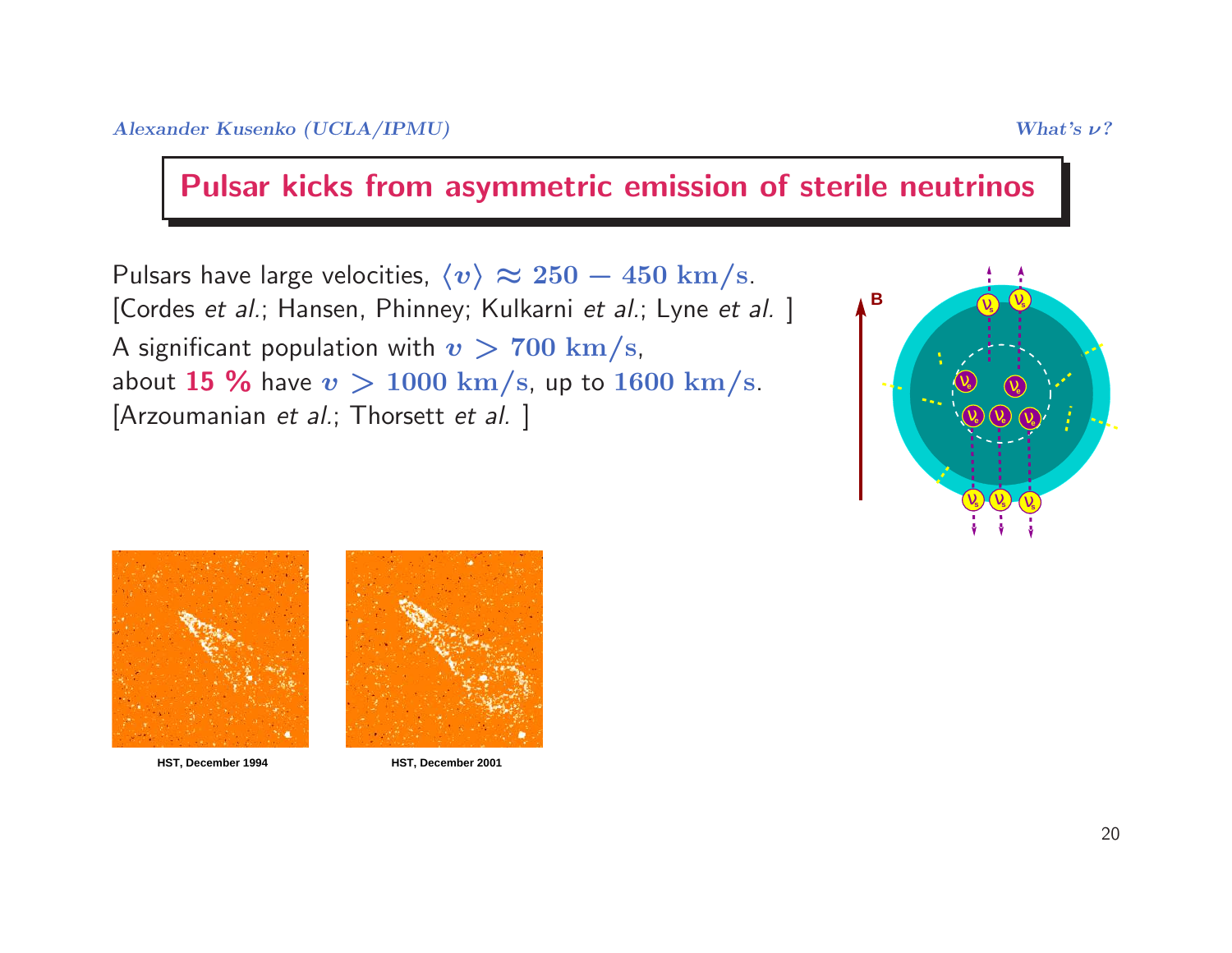# Pulsar kicks from asymmetric emission of sterile neutrinos

Pulsars have large velocities, $\langle v \rangle \approx 250 - 450$ km/s.
[Cordes *et al.*; Hansen, Phinney; Kulkarni *et al.*; Lyne *et al.* ]

A significant population with $v > 700$ km/s,
about **15 %** have $v > 1000$ km/s, up to $1600$ km/s.
[Arzoumanian *et al.*; Thorsett *et al.* ]

HST, December 1994

HST, December 2001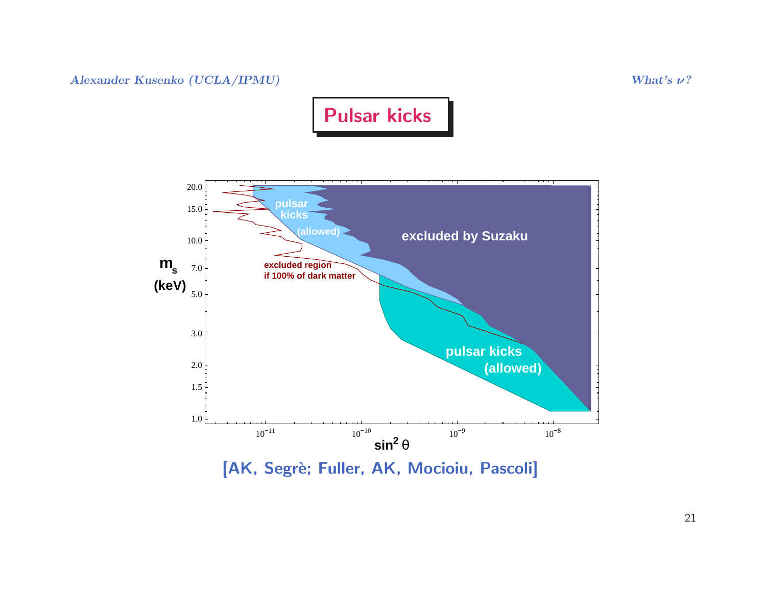# Pulsar kicks

[AK, Segrè; Fuller, AK, Mocioiu, Pascoli]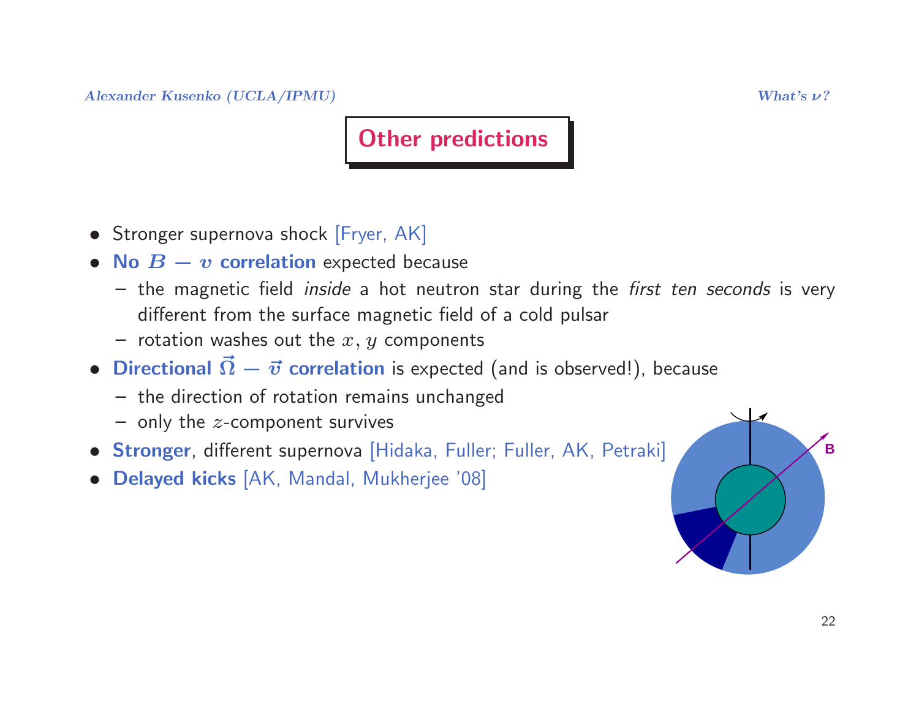# Other predictions

- Stronger supernova shock [Fryer, AK]
- **No $B - v$ correlation** expected because
  - the magnetic field *inside* a hot neutron star during the *first ten seconds* is very different from the surface magnetic field of a cold pulsar
  - rotation washes out the $x$, $y$ components
- **Directional $\vec{\Omega} - \vec{v}$ correlation** is expected (and is observed!), because
  - the direction of rotation remains unchanged
  - only the $z$-component survives
- **Stronger**, different supernova [Hidaka, Fuller; Fuller, AK, Petraki]
- **Delayed kicks** [AK, Mandal, Mukherjee '08]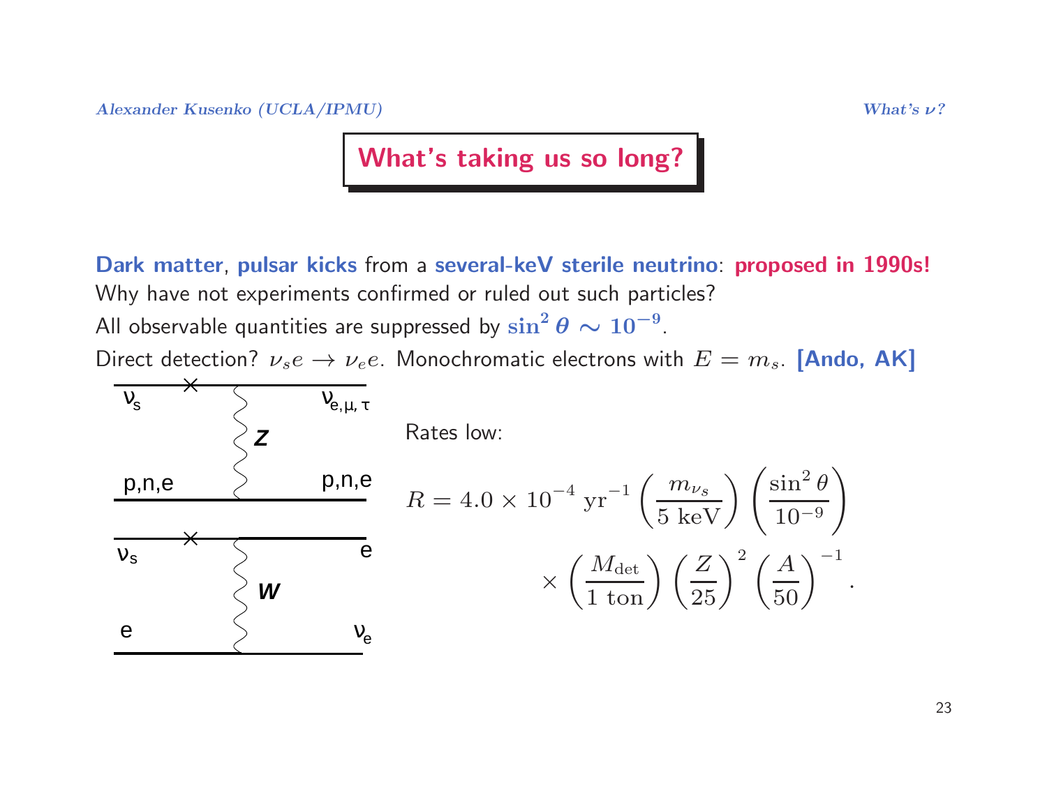## What's taking us so long?

**Dark matter**, **pulsar kicks** from a **several-keV sterile neutrino**: **proposed in 1990s!**
Why have not experiments confirmed or ruled out such particles?
All observable quantities are suppressed by $\sin^2\theta \sim 10^{-9}$.
Direct detection? $\nu_s e \to \nu_e e$. Monochromatic electrons with $E = m_s$. **[Ando, AK]**

Rates low:

$$R = 4.0 \times 10^{-4}\ \mathrm{yr}^{-1} \left(\frac{m_{\nu_s}}{5\ \mathrm{keV}}\right) \left(\frac{\sin^2\theta}{10^{-9}}\right) \times \left(\frac{M_{\mathrm{det}}}{1\ \mathrm{ton}}\right) \left(\frac{Z}{25}\right)^2 \left(\frac{A}{50}\right)^{-1}.$$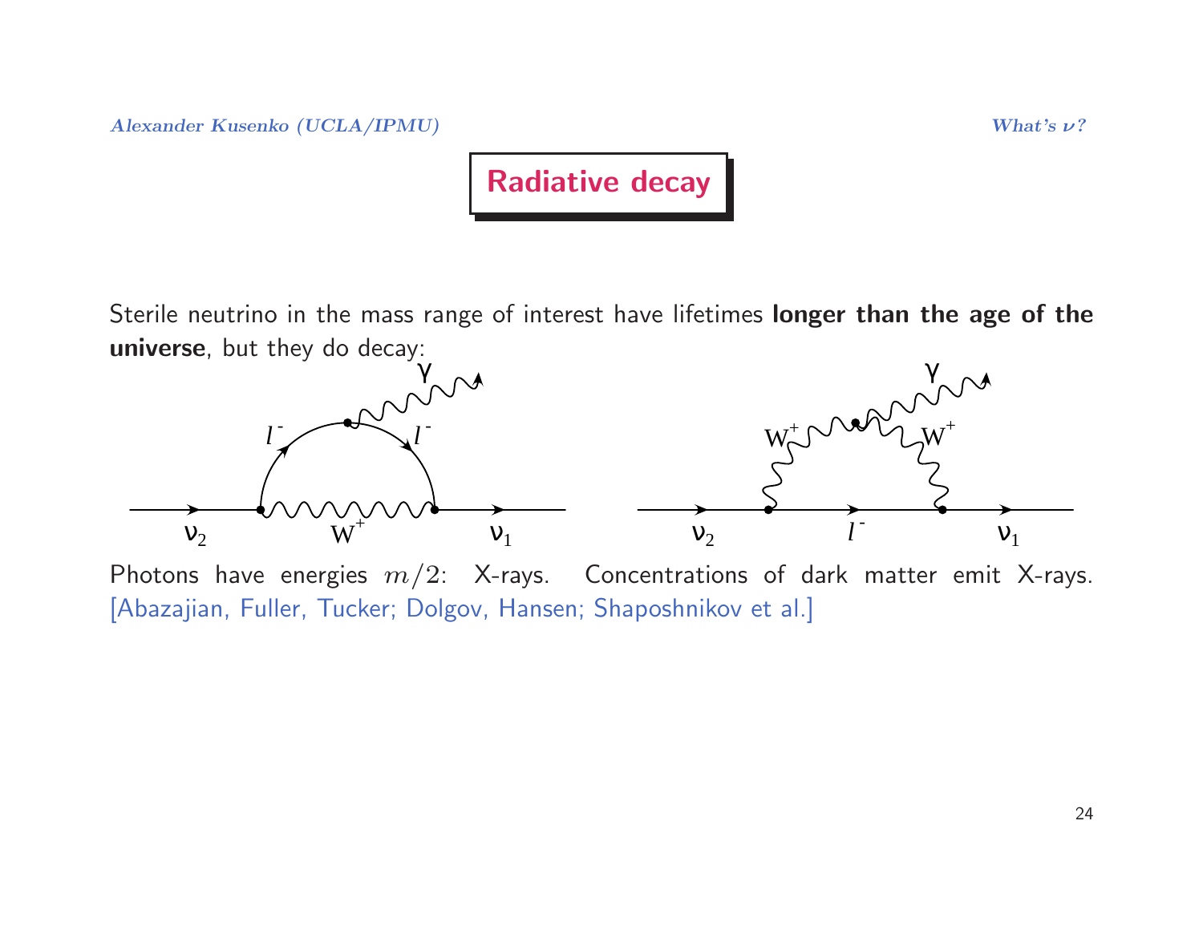# Radiative decay

Sterile neutrino in the mass range of interest have lifetimes **longer than the age of the universe**, but they do decay:

Photons have energies $m/2$: X-rays. Concentrations of dark matter emit X-rays. [Abazajian, Fuller, Tucker; Dolgov, Hansen; Shaposhnikov et al.]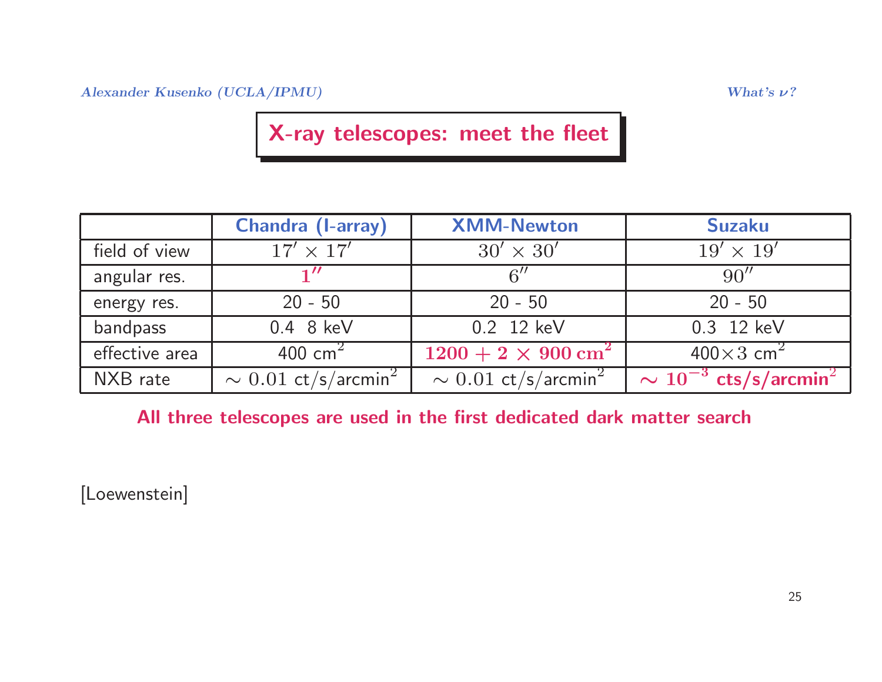# X-ray telescopes: meet the fleet

| | Chandra (I-array) | XMM-Newton | Suzaku |
|---|---|---|---|
| field of view | $17' \times 17'$ | $30' \times 30'$ | $19' \times 19'$ |
| angular res. | $1''$ | $6''$ | $90''$ |
| energy res. | 20 - 50 | 20 - 50 | 20 - 50 |
| bandpass | 0.4 8 keV | 0.2 12 keV | 0.3 12 keV |
| effective area | 400 cm$^2$ | $\mathbf{1200 + 2 \times 900\,cm^2}$ | 400$\times$3 cm$^2$ |
| NXB rate | $\sim 0.01$ ct/s/arcmin$^2$ | $\sim 0.01$ ct/s/arcmin$^2$ | $\sim 10^{-3}$ cts/s/arcmin$^2$ |

**All three telescopes are used in the first dedicated dark matter search**

[Loewenstein]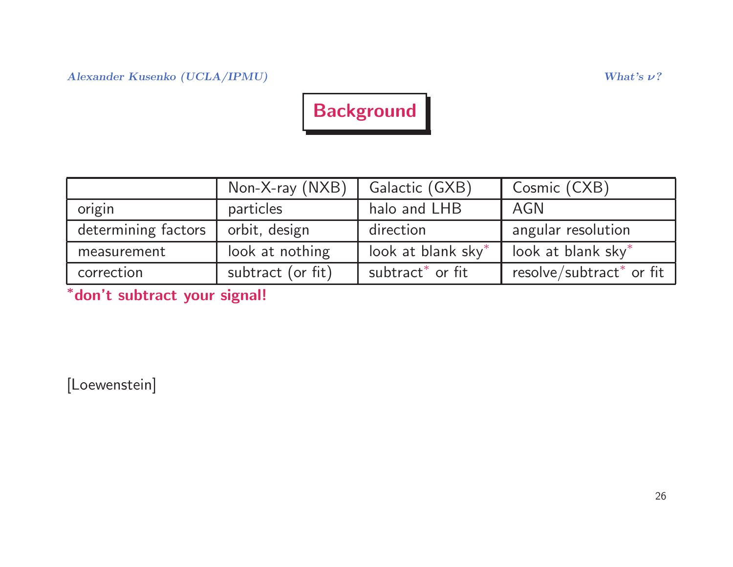# Background

| | Non-X-ray (NXB) | Galactic (GXB) | Cosmic (CXB) |
|---|---|---|---|
| origin | particles | halo and LHB | AGN |
| determining factors | orbit, design | direction | angular resolution |
| measurement | look at nothing | look at blank sky* | look at blank sky* |
| correction | subtract (or fit) | subtract* or fit | resolve/subtract* or fit |

***don't subtract your signal!**

[Loewenstein]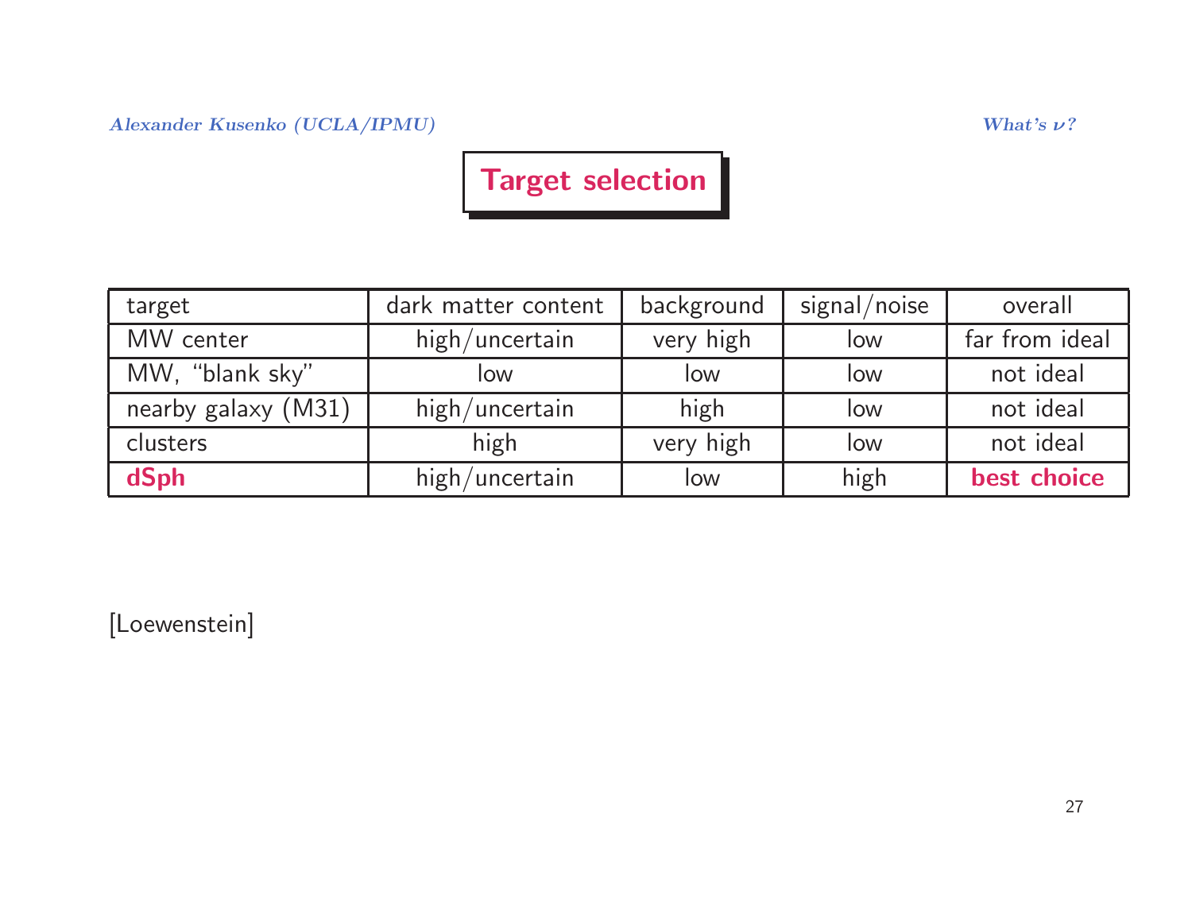# Target selection

| target | dark matter content | background | signal/noise | overall |
|---|---|---|---|---|
| MW center | high/uncertain | very high | low | far from ideal |
| MW, "blank sky" | low | low | low | not ideal |
| nearby galaxy (M31) | high/uncertain | high | low | not ideal |
| clusters | high | very high | low | not ideal |
| **dSph** | high/uncertain | low | high | **best choice** |

[Loewenstein]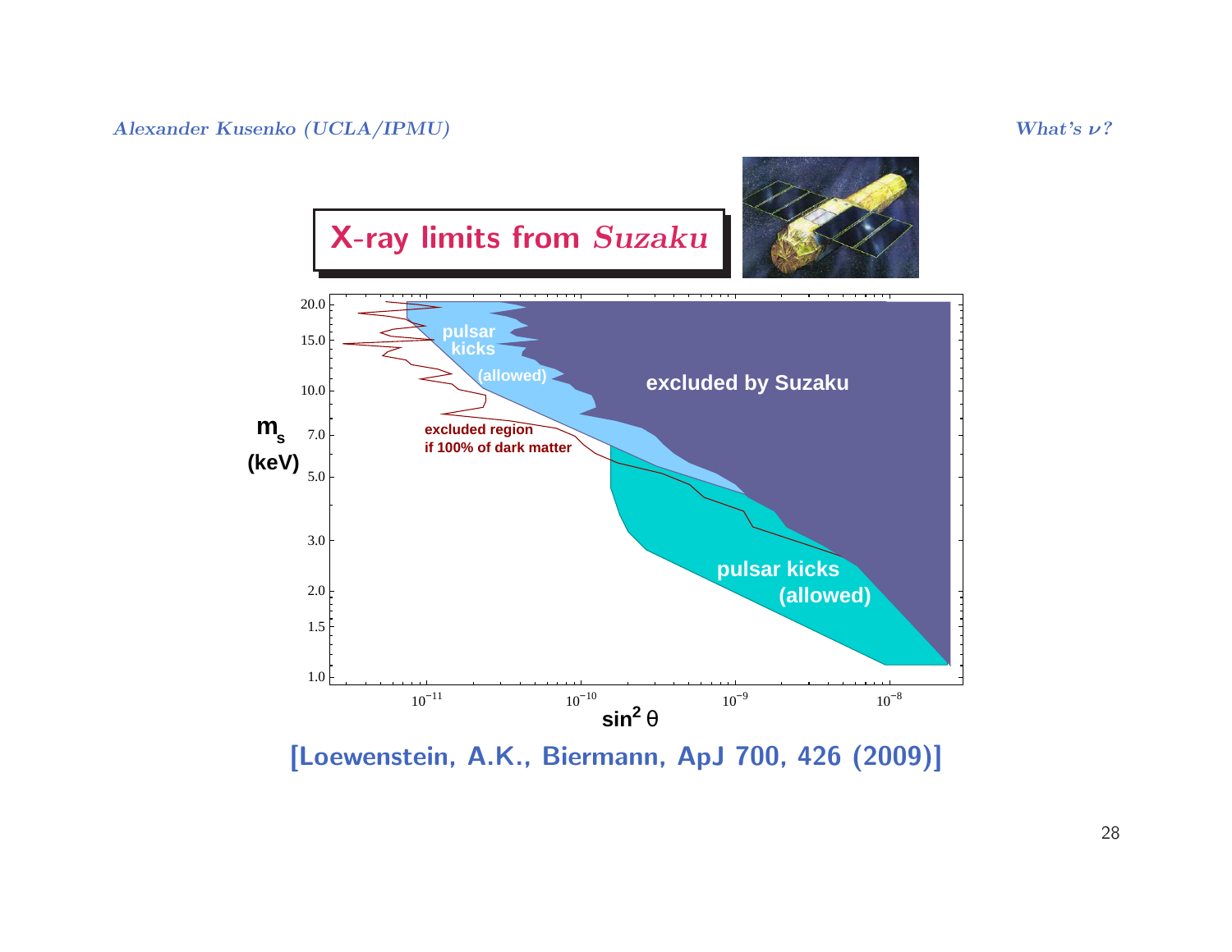## X-ray limits from *Suzaku*

excluded by Suzaku

pulsar kicks (allowed)

excluded region if 100% of dark matter

$m_s$ (keV)

$\sin^2\theta$

[Loewenstein, A.K., Biermann, ApJ 700, 426 (2009)]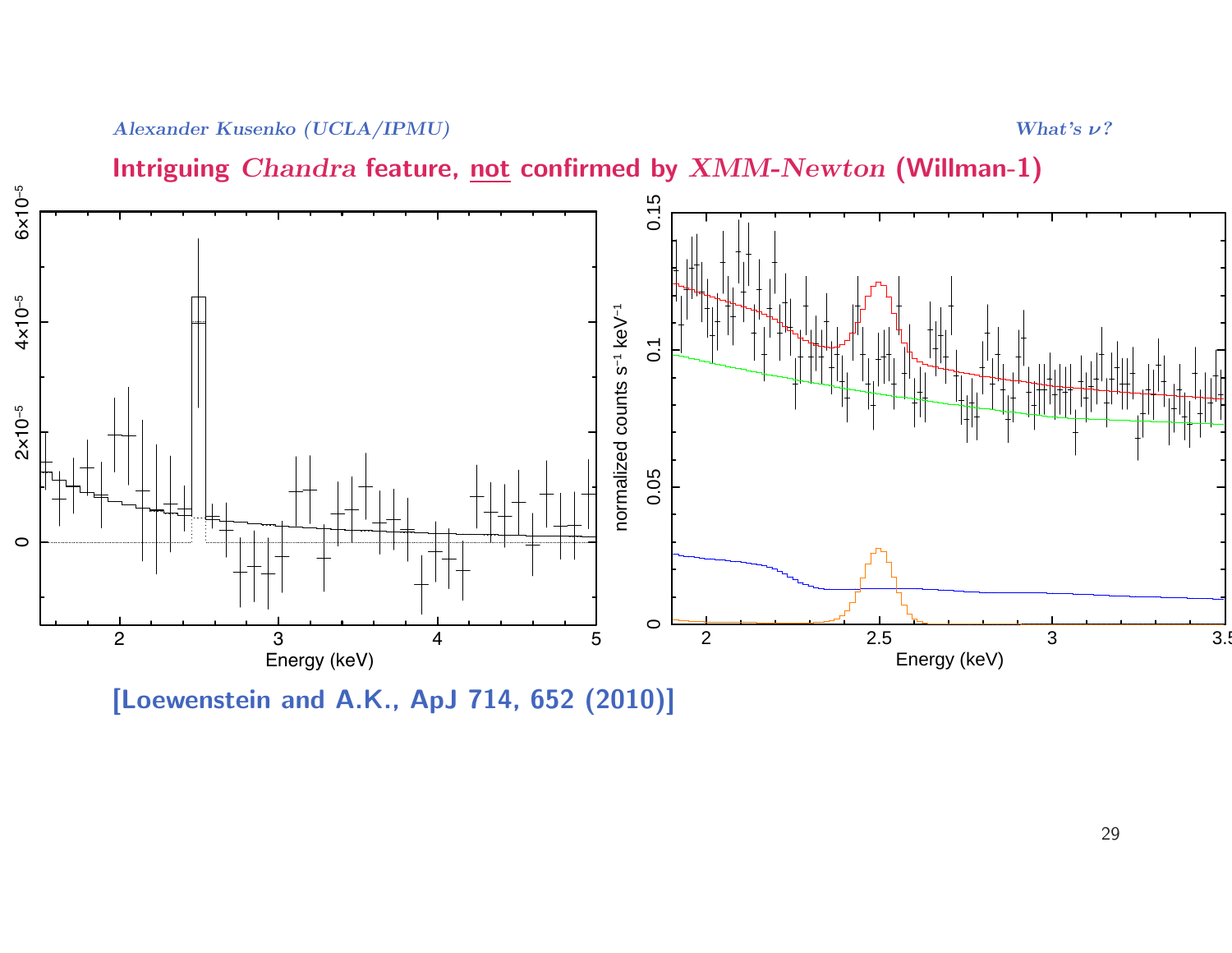## Intriguing *Chandra* feature, not confirmed by *XMM-Newton* (Willman-1)

[Loewenstein and A.K., ApJ 714, 652 (2010)]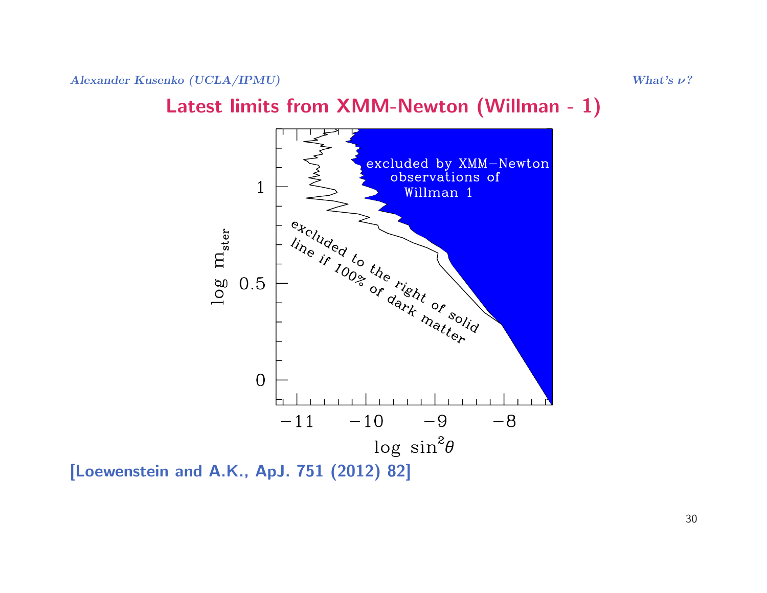## Latest limits from XMM-Newton (Willman - 1)

[Loewenstein and A.K., ApJ. 751 (2012) 82]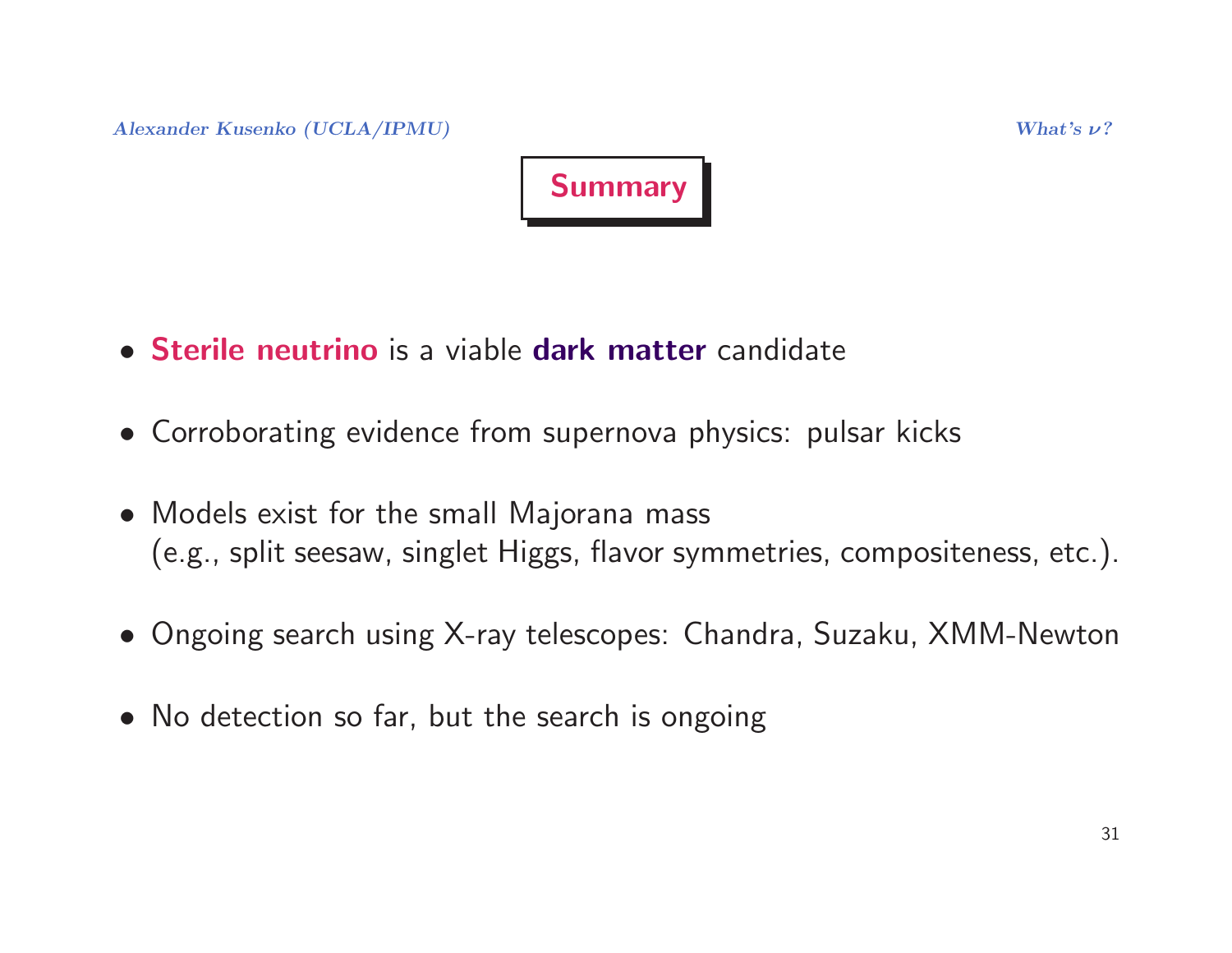# Summary

- **Sterile neutrino** is a viable **dark matter** candidate
- Corroborating evidence from supernova physics: pulsar kicks
- Models exist for the small Majorana mass
  (e.g., split seesaw, singlet Higgs, flavor symmetries, compositeness, etc.).
- Ongoing search using X-ray telescopes: Chandra, Suzaku, XMM-Newton
- No detection so far, but the search is ongoing